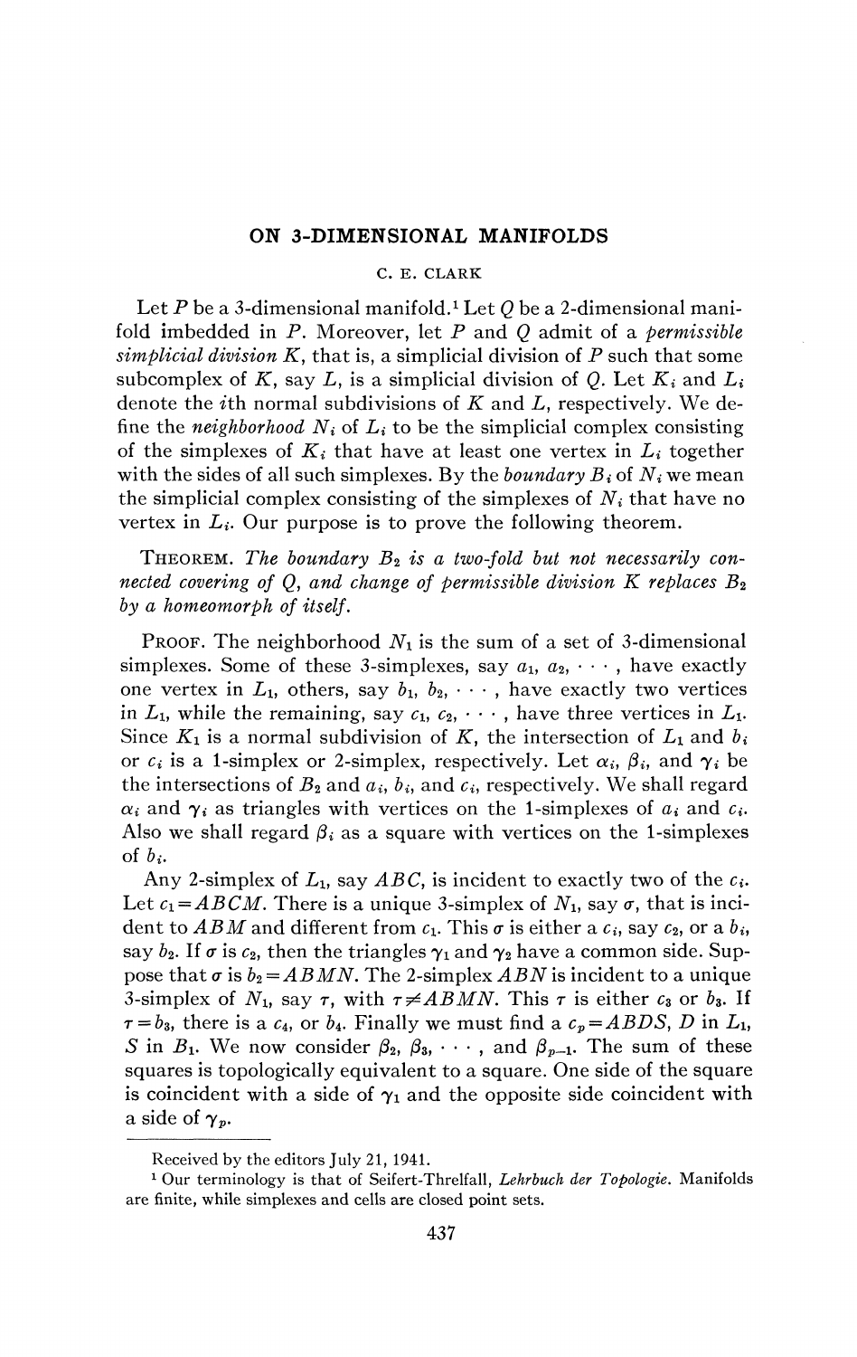# ON 3-DIMENSIONAL MANIFOLDS

C. E. CLARK

Let $P$ be a 3-dimensional manifold.[1] Let $Q$ be a 2-dimensional manifold imbedded in $P$. Moreover, let $P$ and $Q$ admit of a *permissible simplicial division* $K$, that is, a simplicial division of $P$ such that some subcomplex of $K$, say $L$, is a simplicial division of $Q$. Let $K_i$ and $L_i$ denote the $i$th normal subdivisions of $K$ and $L$, respectively. We define the *neighborhood* $N_i$ of $L_i$ to be the simplicial complex consisting of the simplexes of $K_i$ that have at least one vertex in $L_i$ together with the sides of all such simplexes. By the *boundary* $B_i$ of $N_i$ we mean the simplicial complex consisting of the simplexes of $N_i$ that have no vertex in $L_i$. Our purpose is to prove the following theorem.

THEOREM. *The boundary* $B_2$ *is a two-fold but not necessarily connected covering of* $Q$, *and change of permissible division* $K$ *replaces* $B_2$ *by a homeomorph of itself.*

PROOF. The neighborhood $N_1$ is the sum of a set of 3-dimensional simplexes. Some of these 3-simplexes, say $a_1, a_2, \cdots$, have exactly one vertex in $L_1$, others, say $b_1, b_2, \cdots$, have exactly two vertices in $L_1$, while the remaining, say $c_1, c_2, \cdots$, have three vertices in $L_1$. Since $K_1$ is a normal subdivision of $K$, the intersection of $L_1$ and $b_i$ or $c_i$ is a 1-simplex or 2-simplex, respectively. Let $\alpha_i$, $\beta_i$, and $\gamma_i$ be the intersections of $B_2$ and $a_i$, $b_i$, and $c_i$, respectively. We shall regard $\alpha_i$ and $\gamma_i$ as triangles with vertices on the 1-simplexes of $a_i$ and $c_i$. Also we shall regard $\beta_i$ as a square with vertices on the 1-simplexes of $b_i$.

Any 2-simplex of $L_1$, say $ABC$, is incident to exactly two of the $c_i$. Let $c_1 = ABCM$. There is a unique 3-simplex of $N_1$, say $\sigma$, that is incident to $ABM$ and different from $c_1$. This $\sigma$ is either a $c_i$, say $c_2$, or a $b_i$, say $b_2$. If $\sigma$ is $c_2$, then the triangles $\gamma_1$ and $\gamma_2$ have a common side. Suppose that $\sigma$ is $b_2 = ABMN$. The 2-simplex $ABN$ is incident to a unique 3-simplex of $N_1$, say $\tau$, with $\tau \neq ABMN$. This $\tau$ is either $c_3$ or $b_3$. If $\tau = b_3$, there is a $c_4$, or $b_4$. Finally we must find a $c_p = ABDS$, $D$ in $L_1$, $S$ in $B_1$. We now consider $\beta_2, \beta_3, \cdots$, and $\beta_{p-1}$. The sum of these squares is topologically equivalent to a square. One side of the square is coincident with a side of $\gamma_1$ and the opposite side coincident with a side of $\gamma_p$.

Received by the editors July 21, 1941.

[1] Our terminology is that of Seifert-Threlfall, *Lehrbuch der Topologie*. Manifolds are finite, while simplexes and cells are closed point sets.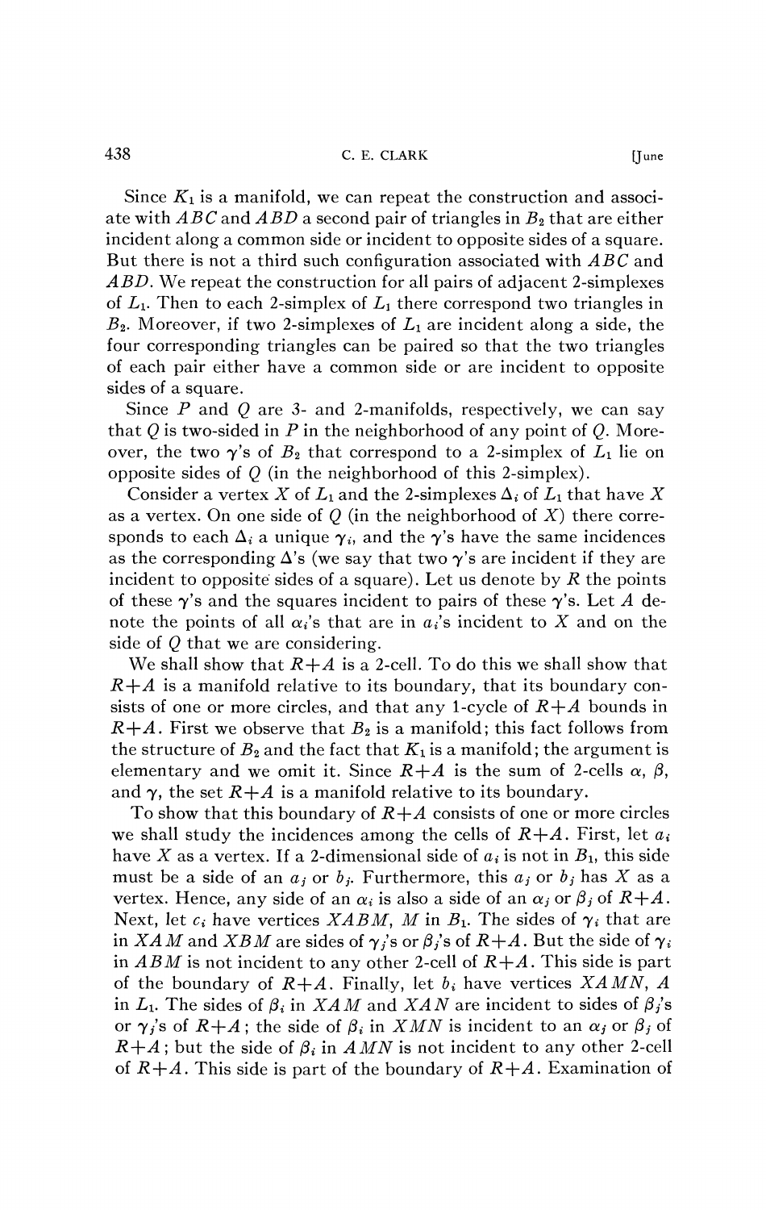Since $K_1$ is a manifold, we can repeat the construction and associate with $ABC$ and $ABD$ a second pair of triangles in $B_2$ that are either incident along a common side or incident to opposite sides of a square. But there is not a third such configuration associated with $ABC$ and $ABD$. We repeat the construction for all pairs of adjacent 2-simplexes of $L_1$. Then to each 2-simplex of $L_1$ there correspond two triangles in $B_2$. Moreover, if two 2-simplexes of $L_1$ are incident along a side, the four corresponding triangles can be paired so that the two triangles of each pair either have a common side or are incident to opposite sides of a square.

Since $P$ and $Q$ are 3- and 2-manifolds, respectively, we can say that $Q$ is two-sided in $P$ in the neighborhood of any point of $Q$. Moreover, the two $\gamma$'s of $B_2$ that correspond to a 2-simplex of $L_1$ lie on opposite sides of $Q$ (in the neighborhood of this 2-simplex).

Consider a vertex $X$ of $L_1$ and the 2-simplexes $\Delta_i$ of $L_1$ that have $X$ as a vertex. On one side of $Q$ (in the neighborhood of $X$) there corresponds to each $\Delta_i$ a unique $\gamma_i$, and the $\gamma$'s have the same incidences as the corresponding $\Delta$'s (we say that two $\gamma$'s are incident if they are incident to opposite sides of a square). Let us denote by $R$ the points of these $\gamma$'s and the squares incident to pairs of these $\gamma$'s. Let $A$ denote the points of all $\alpha_i$'s that are in $a_i$'s incident to $X$ and on the side of $Q$ that we are considering.

We shall show that $R+A$ is a 2-cell. To do this we shall show that $R+A$ is a manifold relative to its boundary, that its boundary consists of one or more circles, and that any 1-cycle of $R+A$ bounds in $R+A$. First we observe that $B_2$ is a manifold; this fact follows from the structure of $B_2$ and the fact that $K_1$ is a manifold; the argument is elementary and we omit it. Since $R+A$ is the sum of 2-cells $\alpha$, $\beta$, and $\gamma$, the set $R+A$ is a manifold relative to its boundary.

To show that this boundary of $R+A$ consists of one or more circles we shall study the incidences among the cells of $R+A$. First, let $a_i$ have $X$ as a vertex. If a 2-dimensional side of $a_i$ is not in $B_1$, this side must be a side of an $a_j$ or $b_j$. Furthermore, this $a_j$ or $b_j$ has $X$ as a vertex. Hence, any side of an $\alpha_i$ is also a side of an $\alpha_j$ or $\beta_j$ of $R+A$. Next, let $c_i$ have vertices $XABM$, $M$ in $B_1$. The sides of $\gamma_i$ that are in $XAM$ and $XBM$ are sides of $\gamma_j$'s or $\beta_j$'s of $R+A$. But the side of $\gamma_i$ in $ABM$ is not incident to any other 2-cell of $R+A$. This side is part of the boundary of $R+A$. Finally, let $b_i$ have vertices $XAMN$, $A$ in $L_1$. The sides of $\beta_i$ in $XAM$ and $XAN$ are incident to sides of $\beta_j$'s or $\gamma_j$'s of $R+A$; the side of $\beta_i$ in $XMN$ is incident to an $\alpha_j$ or $\beta_j$ of $R+A$; but the side of $\beta_i$ in $AMN$ is not incident to any other 2-cell of $R+A$. This side is part of the boundary of $R+A$. Examination of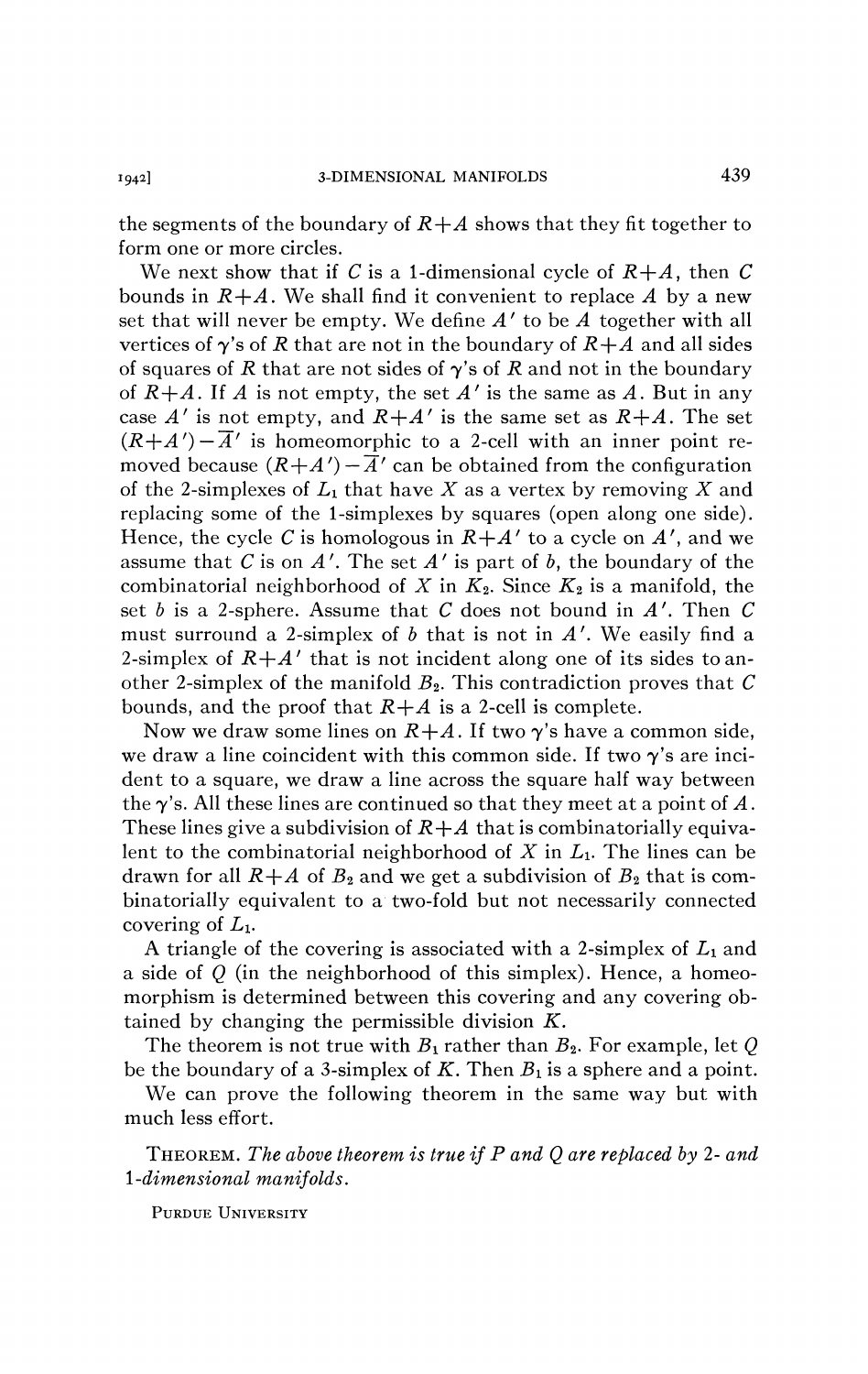the segments of the boundary of $R+A$ shows that they fit together to form one or more circles.

We next show that if $C$ is a 1-dimensional cycle of $R+A$, then $C$ bounds in $R+A$. We shall find it convenient to replace $A$ by a new set that will never be empty. We define $A'$ to be $A$ together with all vertices of $\gamma$'s of $R$ that are not in the boundary of $R+A$ and all sides of squares of $R$ that are not sides of $\gamma$'s of $R$ and not in the boundary of $R+A$. If $A$ is not empty, the set $A'$ is the same as $A$. But in any case $A'$ is not empty, and $R+A'$ is the same set as $R+A$. The set $(R+A')-\overline{A}'$ is homeomorphic to a 2-cell with an inner point removed because $(R+A')-\overline{A}'$ can be obtained from the configuration of the 2-simplexes of $L_1$ that have $X$ as a vertex by removing $X$ and replacing some of the 1-simplexes by squares (open along one side). Hence, the cycle $C$ is homologous in $R+A'$ to a cycle on $A'$, and we assume that $C$ is on $A'$. The set $A'$ is part of $b$, the boundary of the combinatorial neighborhood of $X$ in $K_2$. Since $K_2$ is a manifold, the set $b$ is a 2-sphere. Assume that $C$ does not bound in $A'$. Then $C$ must surround a 2-simplex of $b$ that is not in $A'$. We easily find a 2-simplex of $R+A'$ that is not incident along one of its sides to another 2-simplex of the manifold $B_2$. This contradiction proves that $C$ bounds, and the proof that $R+A$ is a 2-cell is complete.

Now we draw some lines on $R+A$. If two $\gamma$'s have a common side, we draw a line coincident with this common side. If two $\gamma$'s are incident to a square, we draw a line across the square half way between the $\gamma$'s. All these lines are continued so that they meet at a point of $A$. These lines give a subdivision of $R+A$ that is combinatorially equivalent to the combinatorial neighborhood of $X$ in $L_1$. The lines can be drawn for all $R+A$ of $B_2$ and we get a subdivision of $B_2$ that is combinatorially equivalent to a two-fold but not necessarily connected covering of $L_1$.

A triangle of the covering is associated with a 2-simplex of $L_1$ and a side of $Q$ (in the neighborhood of this simplex). Hence, a homeomorphism is determined between this covering and any covering obtained by changing the permissible division $K$.

The theorem is not true with $B_1$ rather than $B_2$. For example, let $Q$ be the boundary of a 3-simplex of $K$. Then $B_1$ is a sphere and a point.

We can prove the following theorem in the same way but with much less effort.

THEOREM. *The above theorem is true if $P$ and $Q$ are replaced by 2- and 1-dimensional manifolds.*

PURDUE UNIVERSITY